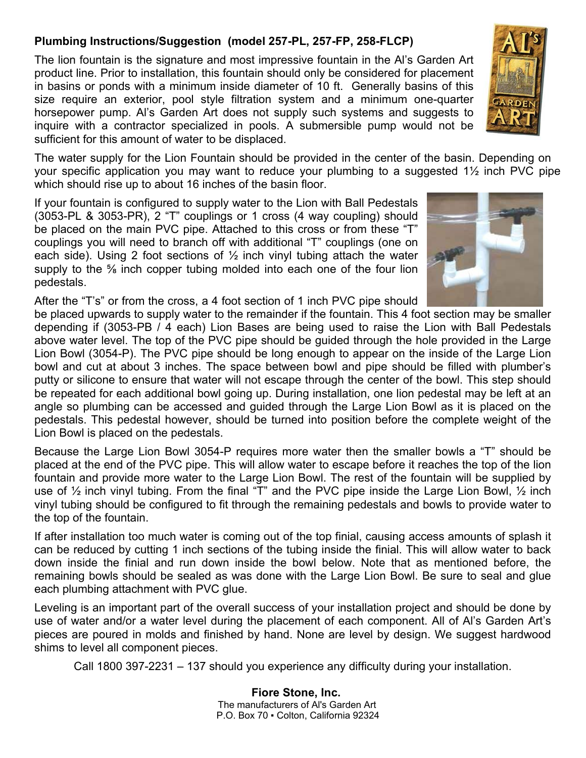**Plumbing Instructions/Suggestion (model 257-PL, 257-FP, 258-FLCP)**

The lion fountain is the signature and most impressive fountain in the Al's Garden Art product line. Prior to installation, this fountain should only be considered for placement in basins or ponds with a minimum inside diameter of 10 ft. Generally basins of this size require an exterior, pool style filtration system and a minimum one-quarter horsepower pump. Al's Garden Art does not supply such systems and suggests to inquire with a contractor specialized in pools. A submersible pump would not be sufficient for this amount of water to be displaced.

The water supply for the Lion Fountain should be provided in the center of the basin. Depending on your specific application you may want to reduce your plumbing to a suggested 1½ inch PVC pipe which should rise up to about 16 inches of the basin floor.

If your fountain is configured to supply water to the Lion with Ball Pedestals (3053-PL & 3053-PR), 2 "T" couplings or 1 cross (4 way coupling) should be placed on the main PVC pipe. Attached to this cross or from these "T" couplings you will need to branch off with additional "T" couplings (one on each side). Using 2 foot sections of ½ inch vinyl tubing attach the water supply to the ⅝ inch copper tubing molded into each one of the four lion pedestals.

After the "T's" or from the cross, a 4 foot section of 1 inch PVC pipe should be placed upwards to supply water to the remainder if the fountain. This 4 foot section may be smaller depending if (3053-PB / 4 each) Lion Bases are being used to raise the Lion with Ball Pedestals above water level. The top of the PVC pipe should be guided through the hole provided in the Large Lion Bowl (3054-P). The PVC pipe should be long enough to appear on the inside of the Large Lion bowl and cut at about 3 inches. The space between bowl and pipe should be filled with plumber's putty or silicone to ensure that water will not escape through the center of the bowl. This step should be repeated for each additional bowl going up. During installation, one lion pedestal may be left at an angle so plumbing can be accessed and guided through the Large Lion Bowl as it is placed on the pedestals. This pedestal however, should be turned into position before the complete weight of the Lion Bowl is placed on the pedestals.

Because the Large Lion Bowl 3054-P requires more water then the smaller bowls a "T" should be placed at the end of the PVC pipe. This will allow water to escape before it reaches the top of the lion fountain and provide more water to the Large Lion Bowl. The rest of the fountain will be supplied by use of ½ inch vinyl tubing. From the final "T" and the PVC pipe inside the Large Lion Bowl, ½ inch vinyl tubing should be configured to fit through the remaining pedestals and bowls to provide water to the top of the fountain.

If after installation too much water is coming out of the top finial, causing access amounts of splash it can be reduced by cutting 1 inch sections of the tubing inside the finial. This will allow water to back down inside the finial and run down inside the bowl below. Note that as mentioned before, the remaining bowls should be sealed as was done with the Large Lion Bowl. Be sure to seal and glue each plumbing attachment with PVC glue.

Leveling is an important part of the overall success of your installation project and should be done by use of water and/or a water level during the placement of each component. All of Al's Garden Art's pieces are poured in molds and finished by hand. None are level by design. We suggest hardwood shims to level all component pieces.

Call 1800 397-2231 – 137 should you experience any difficulty during your installation.

**Fiore Stone, Inc.**
The manufacturers of Al's Garden Art
P.O. Box 70 ▪ Colton, California 92324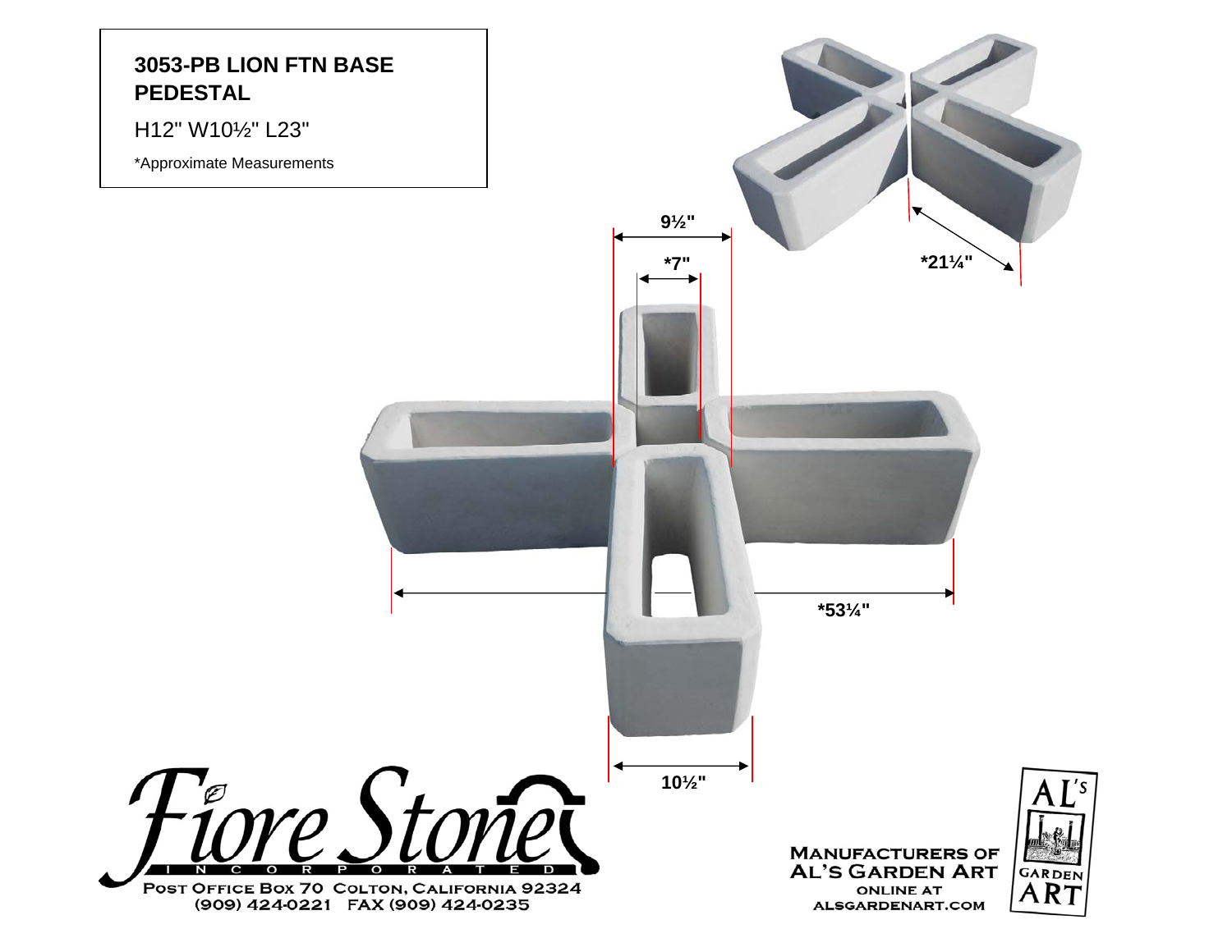# 3053-PB LION FTN BASE PEDESTAL

H12" W10½" L23"

*Approximate Measurements

9½"

*7"

*21¼"

*53¼"

10½"

Fiore Stone

INCORPORATED

Post Office Box 70 Colton, California 92324

(909) 424-0221 FAX (909) 424-0235

Manufacturers of Al's Garden Art

online at alsgardenart.com

AL'S GARDEN ART